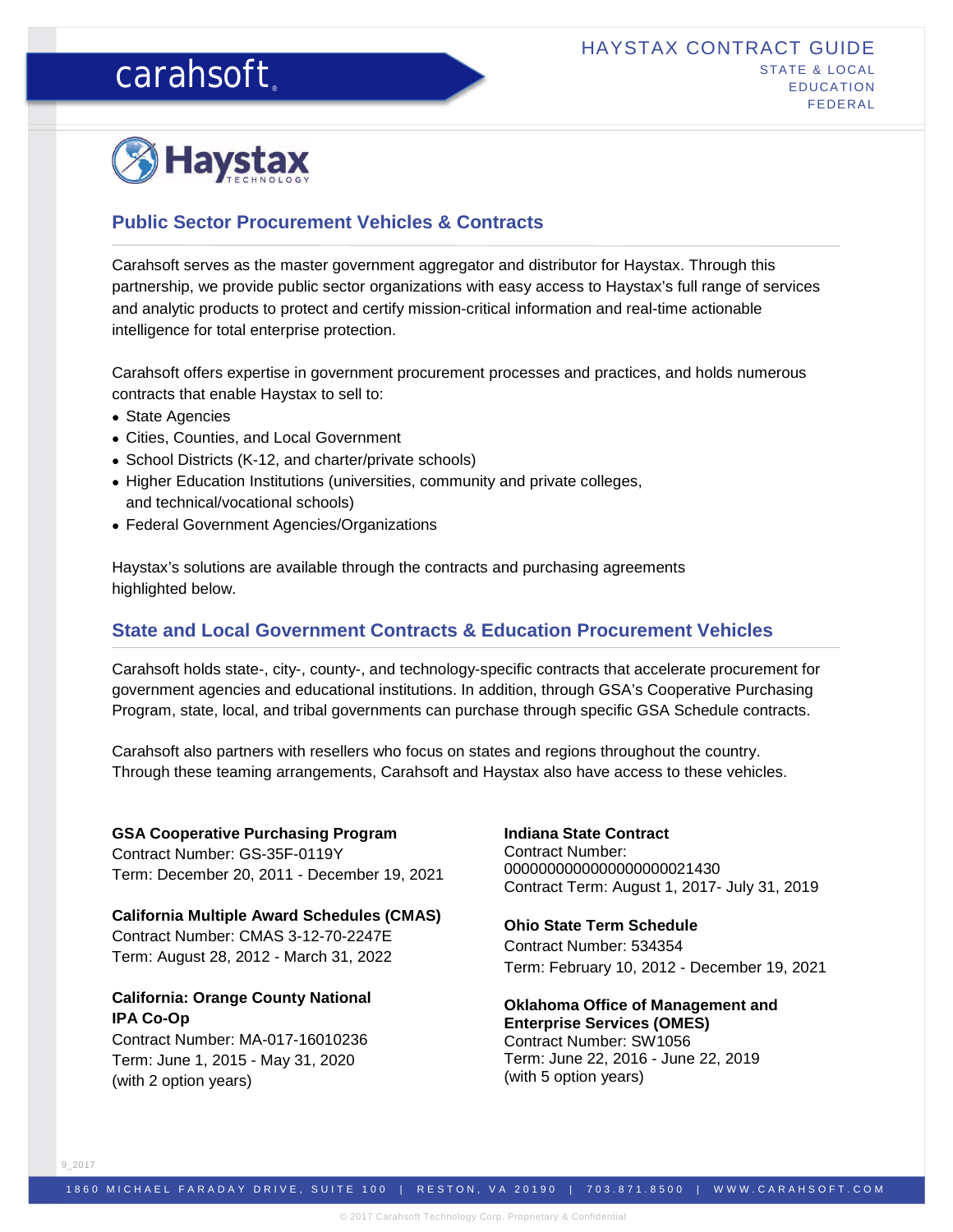# HAYSTAX CONTRACT GUIDE

STATE & LOCAL
EDUCATION
FEDERAL

## Public Sector Procurement Vehicles & Contracts

Carahsoft serves as the master government aggregator and distributor for Haystax. Through this partnership, we provide public sector organizations with easy access to Haystax's full range of services and analytic products to protect and certify mission-critical information and real-time actionable intelligence for total enterprise protection.

Carahsoft offers expertise in government procurement processes and practices, and holds numerous contracts that enable Haystax to sell to:

- State Agencies
- Cities, Counties, and Local Government
- School Districts (K-12, and charter/private schools)
- Higher Education Institutions (universities, community and private colleges, and technical/vocational schools)
- Federal Government Agencies/Organizations

Haystax's solutions are available through the contracts and purchasing agreements highlighted below.

## State and Local Government Contracts & Education Procurement Vehicles

Carahsoft holds state-, city-, county-, and technology-specific contracts that accelerate procurement for government agencies and educational institutions. In addition, through GSA's Cooperative Purchasing Program, state, local, and tribal governments can purchase through specific GSA Schedule contracts.

Carahsoft also partners with resellers who focus on states and regions throughout the country. Through these teaming arrangements, Carahsoft and Haystax also have access to these vehicles.

**GSA Cooperative Purchasing Program**
Contract Number: GS-35F-0119Y
Term: December 20, 2011 - December 19, 2021

**California Multiple Award Schedules (CMAS)**
Contract Number: CMAS 3-12-70-2247E
Term: August 28, 2012 - March 31, 2022

**California: Orange County National IPA Co-Op**
Contract Number: MA-017-16010236
Term: June 1, 2015 - May 31, 2020
(with 2 option years)

**Indiana State Contract**
Contract Number:
0000000000000000000021430
Contract Term: August 1, 2017- July 31, 2019

**Ohio State Term Schedule**
Contract Number: 534354
Term: February 10, 2012 - December 19, 2021

**Oklahoma Office of Management and Enterprise Services (OMES)**
Contract Number: SW1056
Term: June 22, 2016 - June 22, 2019
(with 5 option years)

9_2017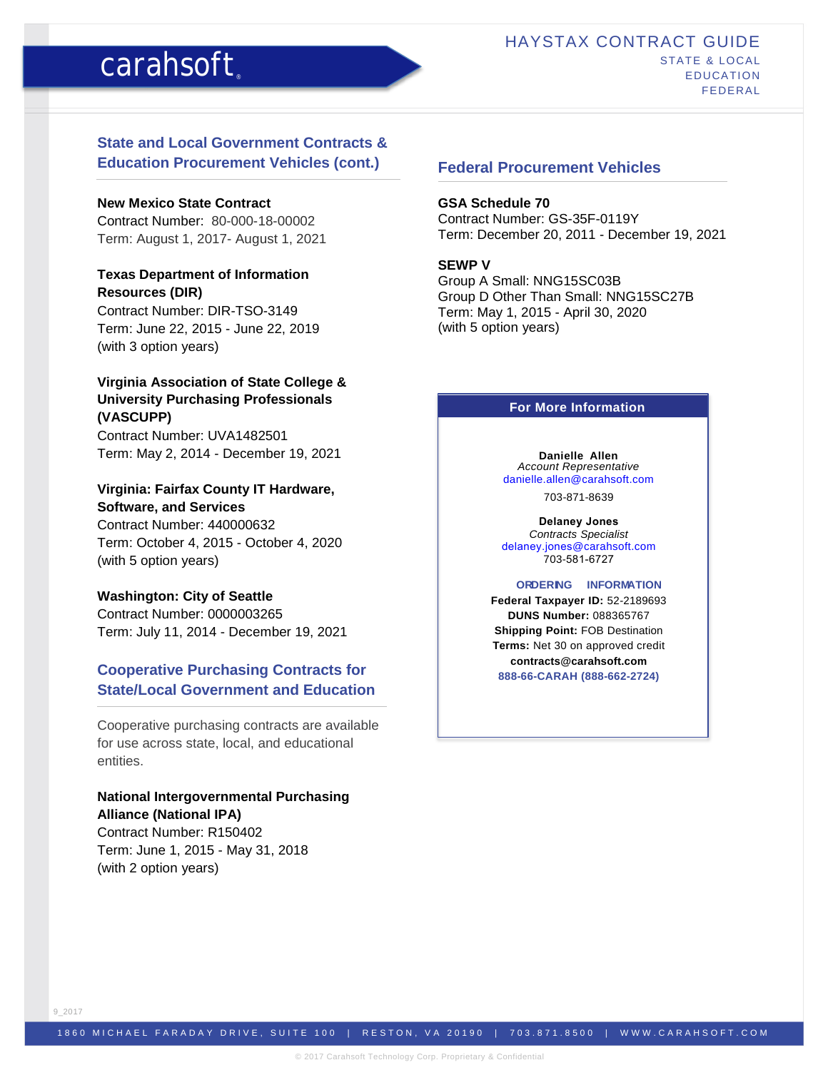## State and Local Government Contracts & Education Procurement Vehicles (cont.)

**New Mexico State Contract**
Contract Number: 80-000-18-00002
Term: August 1, 2017- August 1, 2021

**Texas Department of Information Resources (DIR)**
Contract Number: DIR-TSO-3149
Term: June 22, 2015 - June 22, 2019
(with 3 option years)

**Virginia Association of State College & University Purchasing Professionals (VASCUPP)**
Contract Number: UVA1482501
Term: May 2, 2014 - December 19, 2021

**Virginia: Fairfax County IT Hardware, Software, and Services**
Contract Number: 440000632
Term: October 4, 2015 - October 4, 2020
(with 5 option years)

**Washington: City of Seattle**
Contract Number: 0000003265
Term: July 11, 2014 - December 19, 2021

## Cooperative Purchasing Contracts for State/Local Government and Education

Cooperative purchasing contracts are available for use across state, local, and educational entities.

**National Intergovernmental Purchasing Alliance (National IPA)**
Contract Number: R150402
Term: June 1, 2015 - May 31, 2018
(with 2 option years)

## Federal Procurement Vehicles

**GSA Schedule 70**
Contract Number: GS-35F-0119Y
Term: December 20, 2011 - December 19, 2021

**SEWP V**
Group A Small: NNG15SC03B
Group D Other Than Small: NNG15SC27B
Term: May 1, 2015 - April 30, 2020
(with 5 option years)

### For More Information

**Danielle Allen**
*Account Representative*
danielle.allen@carahsoft.com
703-871-8639

**Delaney Jones**
*Contracts Specialist*
delaney.jones@carahsoft.com
703-581-6727

**ORDERING INFORMATION**
**Federal Taxpayer ID:** 52-2189693
**DUNS Number:** 088365767
**Shipping Point:** FOB Destination
**Terms:** Net 30 on approved credit
**contracts@carahsoft.com**
**888-66-CARAH (888-662-2724)**

9_2017

1860 MICHAEL FARADAY DRIVE, SUITE 100 | RESTON, VA 20190 | 703.871.8500 | WWW.CARAHSOFT.COM

© 2017 Carahsoft Technology Corp. Proprietary & Confidential